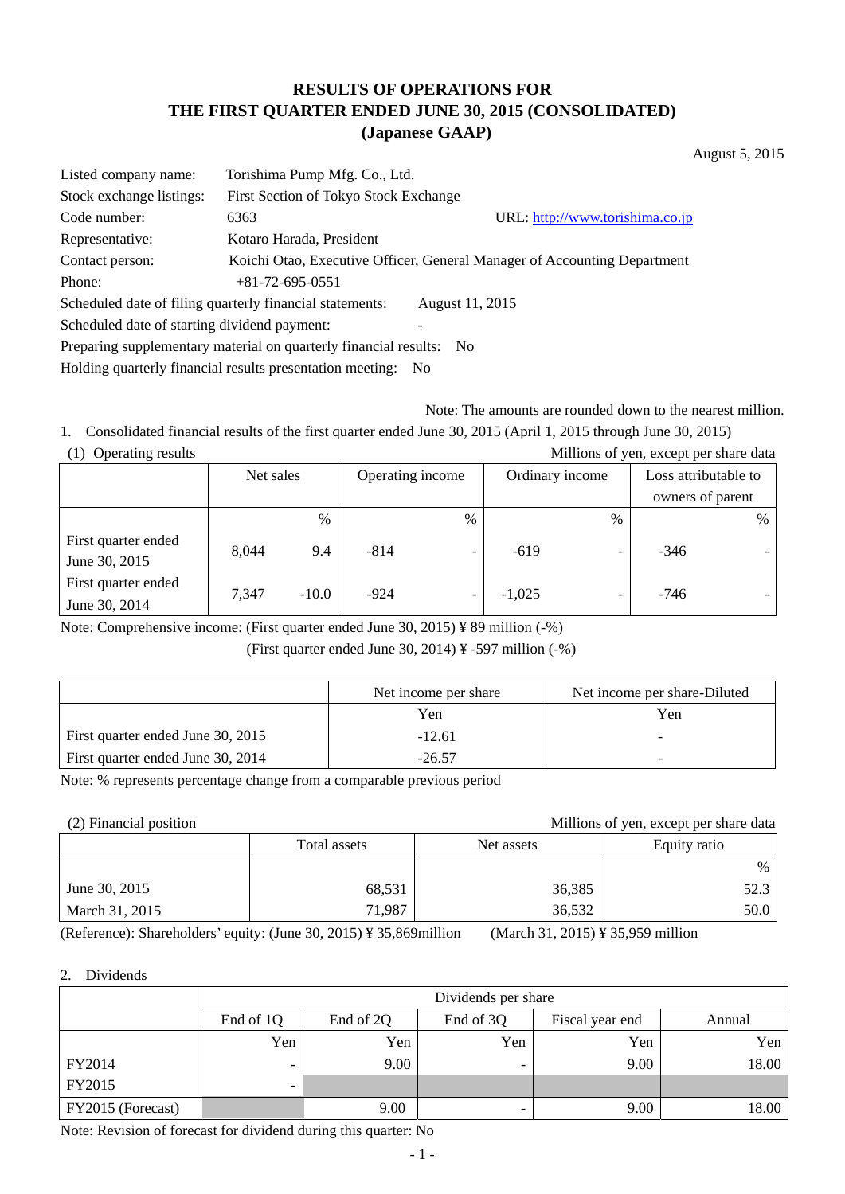# RESULTS OF OPERATIONS FOR THE FIRST QUARTER ENDED JUNE 30, 2015 (CONSOLIDATED) (Japanese GAAP)

August 5, 2015

Listed company name: Torishima Pump Mfg. Co., Ltd.
Stock exchange listings: First Section of Tokyo Stock Exchange
Code number: 6363 URL: http://www.torishima.co.jp
Representative: Kotaro Harada, President
Contact person: Koichi Otao, Executive Officer, General Manager of Accounting Department
Phone: +81-72-695-0551
Scheduled date of filing quarterly financial statements: August 11, 2015
Scheduled date of starting dividend payment: -
Preparing supplementary material on quarterly financial results: No
Holding quarterly financial results presentation meeting: No

Note: The amounts are rounded down to the nearest million.

1. Consolidated financial results of the first quarter ended June 30, 2015 (April 1, 2015 through June 30, 2015)

(1) Operating results

Millions of yen, except per share data

| | Net sales | | Operating income | | Ordinary income | | Loss attributable to owners of parent | |
|---|---|---|---|---|---|---|---|---|
| | | % | | % | | % | | % |
| First quarter ended June 30, 2015 | 8,044 | 9.4 | -814 | - | -619 | - | -346 | - |
| First quarter ended June 30, 2014 | 7,347 | -10.0 | -924 | - | -1,025 | - | -746 | - |

Note: Comprehensive income: (First quarter ended June 30, 2015) ¥ 89 million (-%)
(First quarter ended June 30, 2014) ¥ -597 million (-%)

| | Net income per share | Net income per share-Diluted |
|---|---|---|
| | Yen | Yen |
| First quarter ended June 30, 2015 | -12.61 | - |
| First quarter ended June 30, 2014 | -26.57 | - |

Note: % represents percentage change from a comparable previous period

(2) Financial position

Millions of yen, except per share data

| | Total assets | Net assets | Equity ratio |
|---|---|---|---|
| | | | % |
| June 30, 2015 | 68,531 | 36,385 | 52.3 |
| March 31, 2015 | 71,987 | 36,532 | 50.0 |

(Reference): Shareholders' equity: (June 30, 2015) ¥ 35,869million (March 31, 2015) ¥ 35,959 million

2. Dividends

| | Dividends per share | | | | |
|---|---|---|---|---|---|
| | End of 1Q | End of 2Q | End of 3Q | Fiscal year end | Annual |
| | Yen | Yen | Yen | Yen | Yen |
| FY2014 | - | 9.00 | - | 9.00 | 18.00 |
| FY2015 | - | | | | |
| FY2015 (Forecast) | | 9.00 | - | 9.00 | 18.00 |

Note: Revision of forecast for dividend during this quarter: No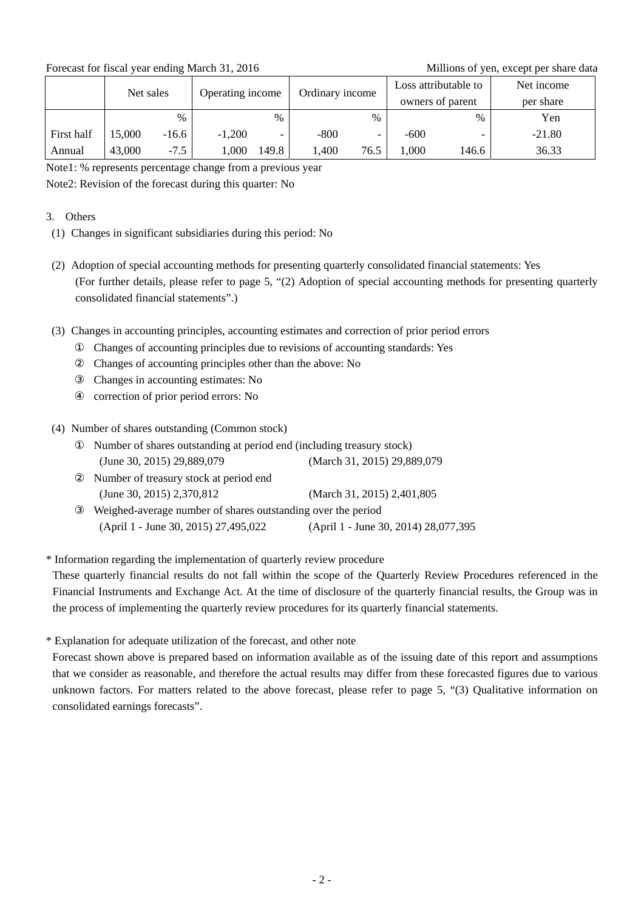Forecast for fiscal year ending March 31, 2016 — Millions of yen, except per share data

| | Net sales | | Operating income | | Ordinary income | | Loss attributable to owners of parent | | Net income per share |
|---|---|---|---|---|---|---|---|---|---|
| | | % | | % | | % | | % | Yen |
| First half | 15,000 | -16.6 | -1,200 | - | -800 | - | -600 | - | -21.80 |
| Annual | 43,000 | -7.5 | 1,000 | 149.8 | 1,400 | 76.5 | 1,000 | 146.6 | 36.33 |

Note1: % represents percentage change from a previous year

Note2: Revision of the forecast during this quarter: No

3. Others

(1) Changes in significant subsidiaries during this period: No

(2) Adoption of special accounting methods for presenting quarterly consolidated financial statements: Yes
(For further details, please refer to page 5, "(2) Adoption of special accounting methods for presenting quarterly consolidated financial statements".)

(3) Changes in accounting principles, accounting estimates and correction of prior period errors

① Changes of accounting principles due to revisions of accounting standards: Yes

② Changes of accounting principles other than the above: No

③ Changes in accounting estimates: No

④ correction of prior period errors: No

(4) Number of shares outstanding (Common stock)

① Number of shares outstanding at period end (including treasury stock)
(June 30, 2015) 29,889,079 (March 31, 2015) 29,889,079

② Number of treasury stock at period end
(June 30, 2015) 2,370,812 (March 31, 2015) 2,401,805

③ Weighed-average number of shares outstanding over the period
(April 1 - June 30, 2015) 27,495,022 (April 1 - June 30, 2014) 28,077,395

\* Information regarding the implementation of quarterly review procedure

These quarterly financial results do not fall within the scope of the Quarterly Review Procedures referenced in the Financial Instruments and Exchange Act. At the time of disclosure of the quarterly financial results, the Group was in the process of implementing the quarterly review procedures for its quarterly financial statements.

\* Explanation for adequate utilization of the forecast, and other note

Forecast shown above is prepared based on information available as of the issuing date of this report and assumptions that we consider as reasonable, and therefore the actual results may differ from these forecasted figures due to various unknown factors. For matters related to the above forecast, please refer to page 5, "(3) Qualitative information on consolidated earnings forecasts".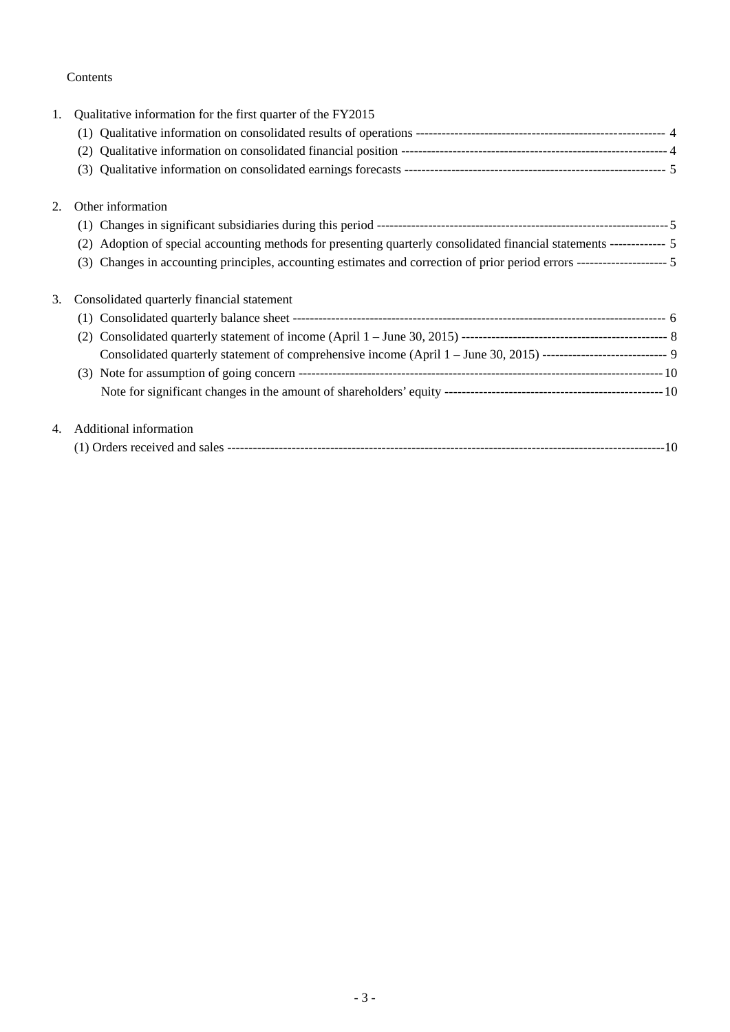Contents

1. Qualitative information for the first quarter of the FY2015
   - (1) Qualitative information on consolidated results of operations ---------------------------------------------------------- 4
   - (2) Qualitative information on consolidated financial position -------------------------------------------------------------- 4
   - (3) Qualitative information on consolidated earnings forecasts ------------------------------------------------------------- 5

2. Other information
   - (1) Changes in significant subsidiaries during this period -------------------------------------------------------------------- 5
   - (2) Adoption of special accounting methods for presenting quarterly consolidated financial statements ------------- 5
   - (3) Changes in accounting principles, accounting estimates and correction of prior period errors --------------------- 5

3. Consolidated quarterly financial statement
   - (1) Consolidated quarterly balance sheet --------------------------------------------------------------------------------------- 6
   - (2) Consolidated quarterly statement of income (April 1 – June 30, 2015) ------------------------------------------------ 8
     Consolidated quarterly statement of comprehensive income (April 1 – June 30, 2015) ----------------------------- 9
   - (3) Note for assumption of going concern ------------------------------------------------------------------------------------ 10
     Note for significant changes in the amount of shareholders' equity --------------------------------------------------- 10

4. Additional information
   - (1) Orders received and sales ----------------------------------------------------------------------------------------------------- 10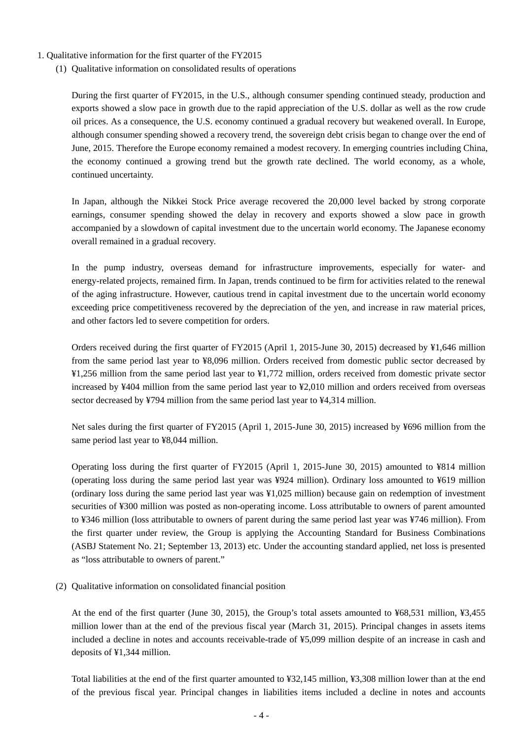1. Qualitative information for the first quarter of the FY2015

(1) Qualitative information on consolidated results of operations

During the first quarter of FY2015, in the U.S., although consumer spending continued steady, production and exports showed a slow pace in growth due to the rapid appreciation of the U.S. dollar as well as the row crude oil prices. As a consequence, the U.S. economy continued a gradual recovery but weakened overall. In Europe, although consumer spending showed a recovery trend, the sovereign debt crisis began to change over the end of June, 2015. Therefore the Europe economy remained a modest recovery. In emerging countries including China, the economy continued a growing trend but the growth rate declined. The world economy, as a whole, continued uncertainty.

In Japan, although the Nikkei Stock Price average recovered the 20,000 level backed by strong corporate earnings, consumer spending showed the delay in recovery and exports showed a slow pace in growth accompanied by a slowdown of capital investment due to the uncertain world economy. The Japanese economy overall remained in a gradual recovery.

In the pump industry, overseas demand for infrastructure improvements, especially for water- and energy-related projects, remained firm. In Japan, trends continued to be firm for activities related to the renewal of the aging infrastructure. However, cautious trend in capital investment due to the uncertain world economy exceeding price competitiveness recovered by the depreciation of the yen, and increase in raw material prices, and other factors led to severe competition for orders.

Orders received during the first quarter of FY2015 (April 1, 2015-June 30, 2015) decreased by ¥1,646 million from the same period last year to ¥8,096 million. Orders received from domestic public sector decreased by ¥1,256 million from the same period last year to ¥1,772 million, orders received from domestic private sector increased by ¥404 million from the same period last year to ¥2,010 million and orders received from overseas sector decreased by ¥794 million from the same period last year to ¥4,314 million.

Net sales during the first quarter of FY2015 (April 1, 2015-June 30, 2015) increased by ¥696 million from the same period last year to ¥8,044 million.

Operating loss during the first quarter of FY2015 (April 1, 2015-June 30, 2015) amounted to ¥814 million (operating loss during the same period last year was ¥924 million). Ordinary loss amounted to ¥619 million (ordinary loss during the same period last year was ¥1,025 million) because gain on redemption of investment securities of ¥300 million was posted as non-operating income. Loss attributable to owners of parent amounted to ¥346 million (loss attributable to owners of parent during the same period last year was ¥746 million). From the first quarter under review, the Group is applying the Accounting Standard for Business Combinations (ASBJ Statement No. 21; September 13, 2013) etc. Under the accounting standard applied, net loss is presented as "loss attributable to owners of parent."

(2) Qualitative information on consolidated financial position

At the end of the first quarter (June 30, 2015), the Group's total assets amounted to ¥68,531 million, ¥3,455 million lower than at the end of the previous fiscal year (March 31, 2015). Principal changes in assets items included a decline in notes and accounts receivable-trade of ¥5,099 million despite of an increase in cash and deposits of ¥1,344 million.

Total liabilities at the end of the first quarter amounted to ¥32,145 million, ¥3,308 million lower than at the end of the previous fiscal year. Principal changes in liabilities items included a decline in notes and accounts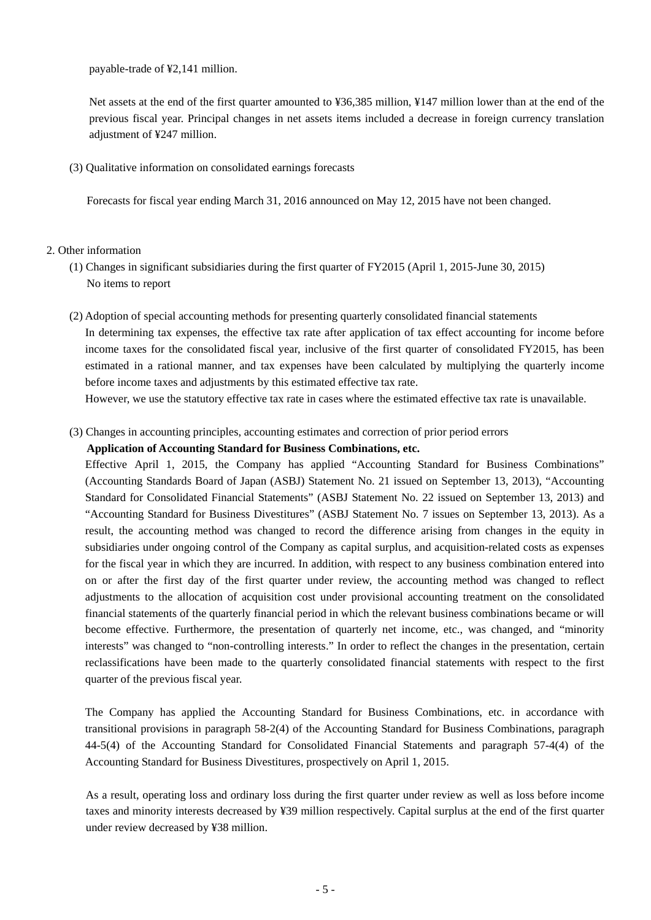payable-trade of ¥2,141 million.

Net assets at the end of the first quarter amounted to ¥36,385 million, ¥147 million lower than at the end of the previous fiscal year. Principal changes in net assets items included a decrease in foreign currency translation adjustment of ¥247 million.

(3) Qualitative information on consolidated earnings forecasts

Forecasts for fiscal year ending March 31, 2016 announced on May 12, 2015 have not been changed.

2. Other information

(1) Changes in significant subsidiaries during the first quarter of FY2015 (April 1, 2015-June 30, 2015)
No items to report

(2) Adoption of special accounting methods for presenting quarterly consolidated financial statements
In determining tax expenses, the effective tax rate after application of tax effect accounting for income before income taxes for the consolidated fiscal year, inclusive of the first quarter of consolidated FY2015, has been estimated in a rational manner, and tax expenses have been calculated by multiplying the quarterly income before income taxes and adjustments by this estimated effective tax rate.
However, we use the statutory effective tax rate in cases where the estimated effective tax rate is unavailable.

(3) Changes in accounting principles, accounting estimates and correction of prior period errors

**Application of Accounting Standard for Business Combinations, etc.**

Effective April 1, 2015, the Company has applied "Accounting Standard for Business Combinations" (Accounting Standards Board of Japan (ASBJ) Statement No. 21 issued on September 13, 2013), "Accounting Standard for Consolidated Financial Statements" (ASBJ Statement No. 22 issued on September 13, 2013) and "Accounting Standard for Business Divestitures" (ASBJ Statement No. 7 issues on September 13, 2013). As a result, the accounting method was changed to record the difference arising from changes in the equity in subsidiaries under ongoing control of the Company as capital surplus, and acquisition-related costs as expenses for the fiscal year in which they are incurred. In addition, with respect to any business combination entered into on or after the first day of the first quarter under review, the accounting method was changed to reflect adjustments to the allocation of acquisition cost under provisional accounting treatment on the consolidated financial statements of the quarterly financial period in which the relevant business combinations became or will become effective. Furthermore, the presentation of quarterly net income, etc., was changed, and "minority interests" was changed to "non-controlling interests." In order to reflect the changes in the presentation, certain reclassifications have been made to the quarterly consolidated financial statements with respect to the first quarter of the previous fiscal year.

The Company has applied the Accounting Standard for Business Combinations, etc. in accordance with transitional provisions in paragraph 58-2(4) of the Accounting Standard for Business Combinations, paragraph 44-5(4) of the Accounting Standard for Consolidated Financial Statements and paragraph 57-4(4) of the Accounting Standard for Business Divestitures, prospectively on April 1, 2015.

As a result, operating loss and ordinary loss during the first quarter under review as well as loss before income taxes and minority interests decreased by ¥39 million respectively. Capital surplus at the end of the first quarter under review decreased by ¥38 million.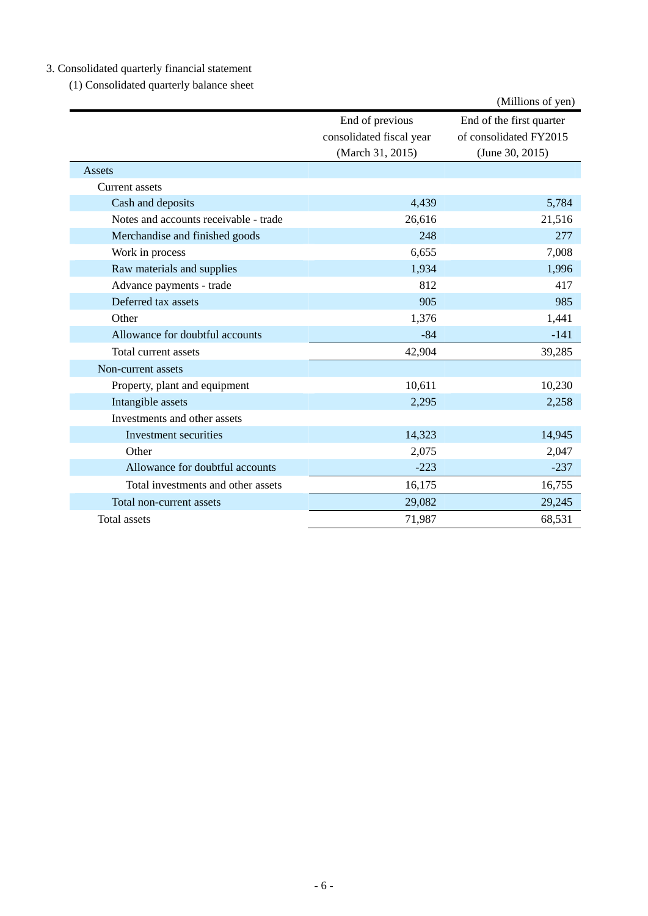3. Consolidated quarterly financial statement

(1) Consolidated quarterly balance sheet

(Millions of yen)

| | End of previous consolidated fiscal year (March 31, 2015) | End of the first quarter of consolidated FY2015 (June 30, 2015) |
|---|---|---|
| Assets | | |
| Current assets | | |
| Cash and deposits | 4,439 | 5,784 |
| Notes and accounts receivable - trade | 26,616 | 21,516 |
| Merchandise and finished goods | 248 | 277 |
| Work in process | 6,655 | 7,008 |
| Raw materials and supplies | 1,934 | 1,996 |
| Advance payments - trade | 812 | 417 |
| Deferred tax assets | 905 | 985 |
| Other | 1,376 | 1,441 |
| Allowance for doubtful accounts | -84 | -141 |
| Total current assets | 42,904 | 39,285 |
| Non-current assets | | |
| Property, plant and equipment | 10,611 | 10,230 |
| Intangible assets | 2,295 | 2,258 |
| Investments and other assets | | |
| Investment securities | 14,323 | 14,945 |
| Other | 2,075 | 2,047 |
| Allowance for doubtful accounts | -223 | -237 |
| Total investments and other assets | 16,175 | 16,755 |
| Total non-current assets | 29,082 | 29,245 |
| Total assets | 71,987 | 68,531 |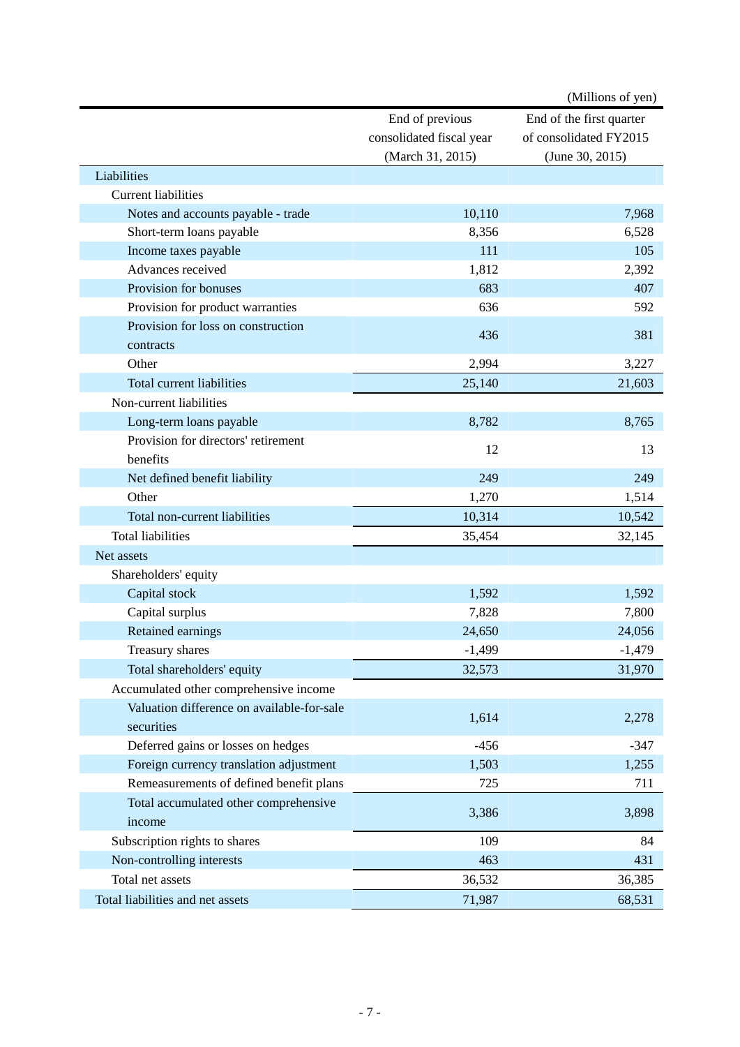(Millions of yen)

| | End of previous consolidated fiscal year (March 31, 2015) | End of the first quarter of consolidated FY2015 (June 30, 2015) |
|---|---|---|
| Liabilities | | |
| Current liabilities | | |
| Notes and accounts payable - trade | 10,110 | 7,968 |
| Short-term loans payable | 8,356 | 6,528 |
| Income taxes payable | 111 | 105 |
| Advances received | 1,812 | 2,392 |
| Provision for bonuses | 683 | 407 |
| Provision for product warranties | 636 | 592 |
| Provision for loss on construction contracts | 436 | 381 |
| Other | 2,994 | 3,227 |
| Total current liabilities | 25,140 | 21,603 |
| Non-current liabilities | | |
| Long-term loans payable | 8,782 | 8,765 |
| Provision for directors' retirement benefits | 12 | 13 |
| Net defined benefit liability | 249 | 249 |
| Other | 1,270 | 1,514 |
| Total non-current liabilities | 10,314 | 10,542 |
| Total liabilities | 35,454 | 32,145 |
| Net assets | | |
| Shareholders' equity | | |
| Capital stock | 1,592 | 1,592 |
| Capital surplus | 7,828 | 7,800 |
| Retained earnings | 24,650 | 24,056 |
| Treasury shares | -1,499 | -1,479 |
| Total shareholders' equity | 32,573 | 31,970 |
| Accumulated other comprehensive income | | |
| Valuation difference on available-for-sale securities | 1,614 | 2,278 |
| Deferred gains or losses on hedges | -456 | -347 |
| Foreign currency translation adjustment | 1,503 | 1,255 |
| Remeasurements of defined benefit plans | 725 | 711 |
| Total accumulated other comprehensive income | 3,386 | 3,898 |
| Subscription rights to shares | 109 | 84 |
| Non-controlling interests | 463 | 431 |
| Total net assets | 36,532 | 36,385 |
| Total liabilities and net assets | 71,987 | 68,531 |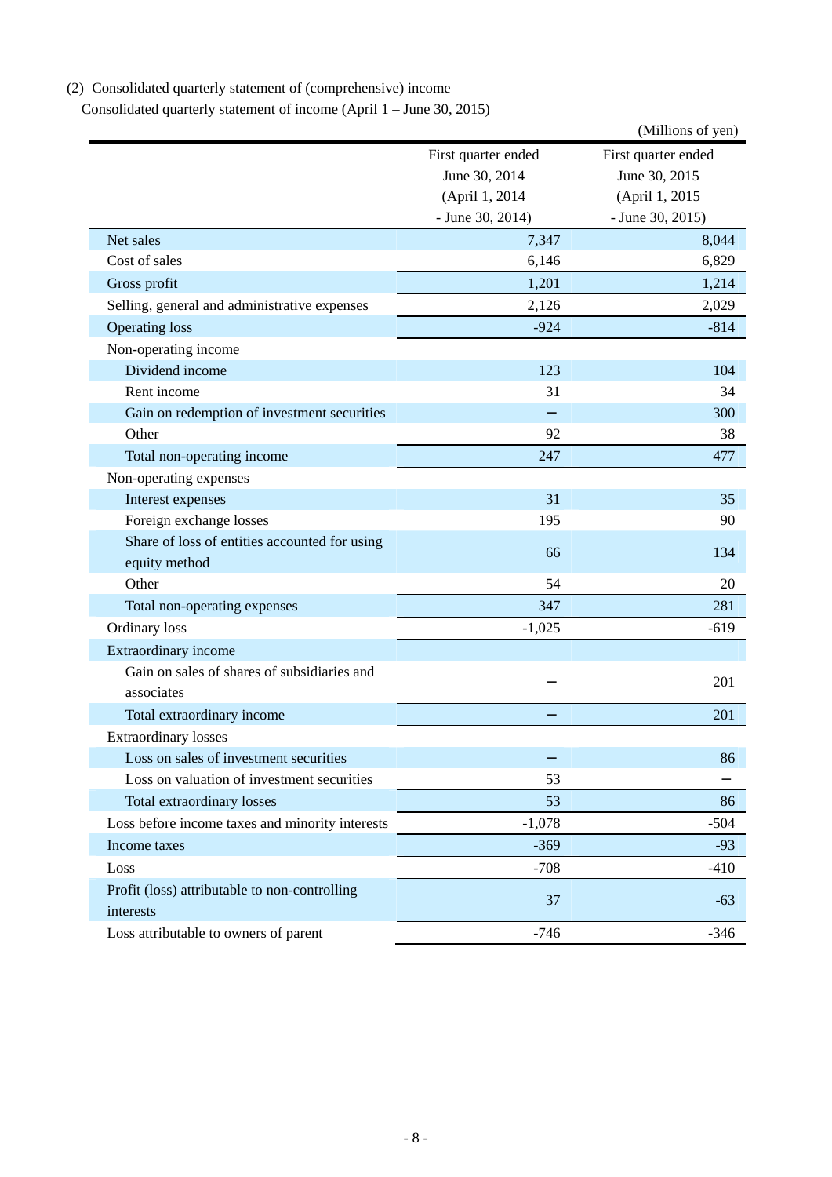(2) Consolidated quarterly statement of (comprehensive) income

Consolidated quarterly statement of income (April 1 – June 30, 2015)

(Millions of yen)

| | First quarter ended June 30, 2014 (April 1, 2014 - June 30, 2014) | First quarter ended June 30, 2015 (April 1, 2015 - June 30, 2015) |
|---|---|---|
| Net sales | 7,347 | 8,044 |
| Cost of sales | 6,146 | 6,829 |
| Gross profit | 1,201 | 1,214 |
| Selling, general and administrative expenses | 2,126 | 2,029 |
| Operating loss | -924 | -814 |
| Non-operating income | | |
| Dividend income | 123 | 104 |
| Rent income | 31 | 34 |
| Gain on redemption of investment securities | – | 300 |
| Other | 92 | 38 |
| Total non-operating income | 247 | 477 |
| Non-operating expenses | | |
| Interest expenses | 31 | 35 |
| Foreign exchange losses | 195 | 90 |
| Share of loss of entities accounted for using equity method | 66 | 134 |
| Other | 54 | 20 |
| Total non-operating expenses | 347 | 281 |
| Ordinary loss | -1,025 | -619 |
| Extraordinary income | | |
| Gain on sales of shares of subsidiaries and associates | – | 201 |
| Total extraordinary income | – | 201 |
| Extraordinary losses | | |
| Loss on sales of investment securities | – | 86 |
| Loss on valuation of investment securities | 53 | – |
| Total extraordinary losses | 53 | 86 |
| Loss before income taxes and minority interests | -1,078 | -504 |
| Income taxes | -369 | -93 |
| Loss | -708 | -410 |
| Profit (loss) attributable to non-controlling interests | 37 | -63 |
| Loss attributable to owners of parent | -746 | -346 |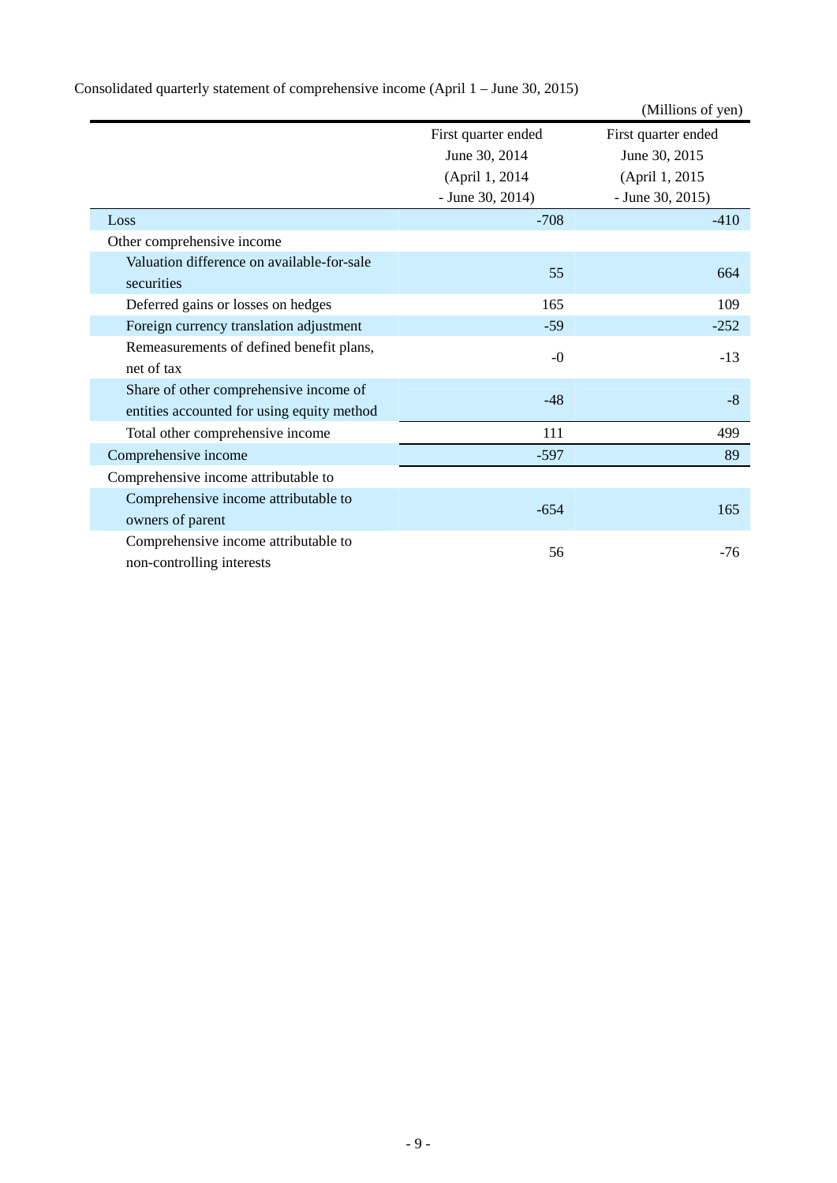Consolidated quarterly statement of comprehensive income (April 1 – June 30, 2015)

(Millions of yen)

| | First quarter ended June 30, 2014 (April 1, 2014 - June 30, 2014) | First quarter ended June 30, 2015 (April 1, 2015 - June 30, 2015) |
|---|---|---|
| Loss | -708 | -410 |
| Other comprehensive income | | |
| Valuation difference on available-for-sale securities | 55 | 664 |
| Deferred gains or losses on hedges | 165 | 109 |
| Foreign currency translation adjustment | -59 | -252 |
| Remeasurements of defined benefit plans, net of tax | -0 | -13 |
| Share of other comprehensive income of entities accounted for using equity method | -48 | -8 |
| Total other comprehensive income | 111 | 499 |
| Comprehensive income | -597 | 89 |
| Comprehensive income attributable to | | |
| Comprehensive income attributable to owners of parent | -654 | 165 |
| Comprehensive income attributable to non-controlling interests | 56 | -76 |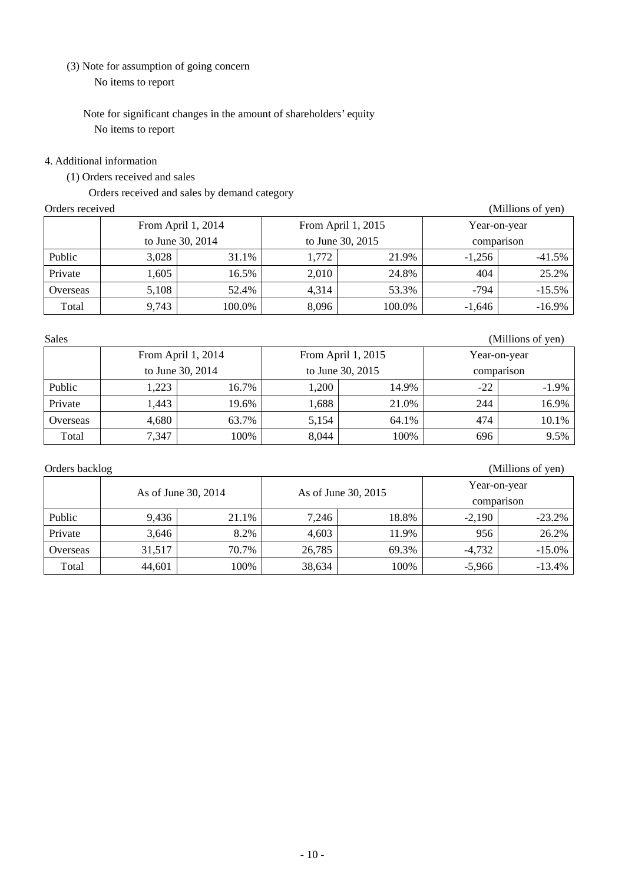(3) Note for assumption of going concern

No items to report

Note for significant changes in the amount of shareholders' equity

No items to report

4. Additional information

(1) Orders received and sales

Orders received and sales by demand category

Orders received (Millions of yen)

| | From April 1, 2014 to June 30, 2014 | | From April 1, 2015 to June 30, 2015 | | Year-on-year comparison | |
|---|---|---|---|---|---|---|
| Public | 3,028 | 31.1% | 1,772 | 21.9% | -1,256 | -41.5% |
| Private | 1,605 | 16.5% | 2,010 | 24.8% | 404 | 25.2% |
| Overseas | 5,108 | 52.4% | 4,314 | 53.3% | -794 | -15.5% |
| Total | 9,743 | 100.0% | 8,096 | 100.0% | -1,646 | -16.9% |

Sales (Millions of yen)

| | From April 1, 2014 to June 30, 2014 | | From April 1, 2015 to June 30, 2015 | | Year-on-year comparison | |
|---|---|---|---|---|---|---|
| Public | 1,223 | 16.7% | 1,200 | 14.9% | -22 | -1.9% |
| Private | 1,443 | 19.6% | 1,688 | 21.0% | 244 | 16.9% |
| Overseas | 4,680 | 63.7% | 5,154 | 64.1% | 474 | 10.1% |
| Total | 7,347 | 100% | 8,044 | 100% | 696 | 9.5% |

Orders backlog (Millions of yen)

| | As of June 30, 2014 | | As of June 30, 2015 | | Year-on-year comparison | |
|---|---|---|---|---|---|---|
| Public | 9,436 | 21.1% | 7,246 | 18.8% | -2,190 | -23.2% |
| Private | 3,646 | 8.2% | 4,603 | 11.9% | 956 | 26.2% |
| Overseas | 31,517 | 70.7% | 26,785 | 69.3% | -4,732 | -15.0% |
| Total | 44,601 | 100% | 38,634 | 100% | -5,966 | -13.4% |